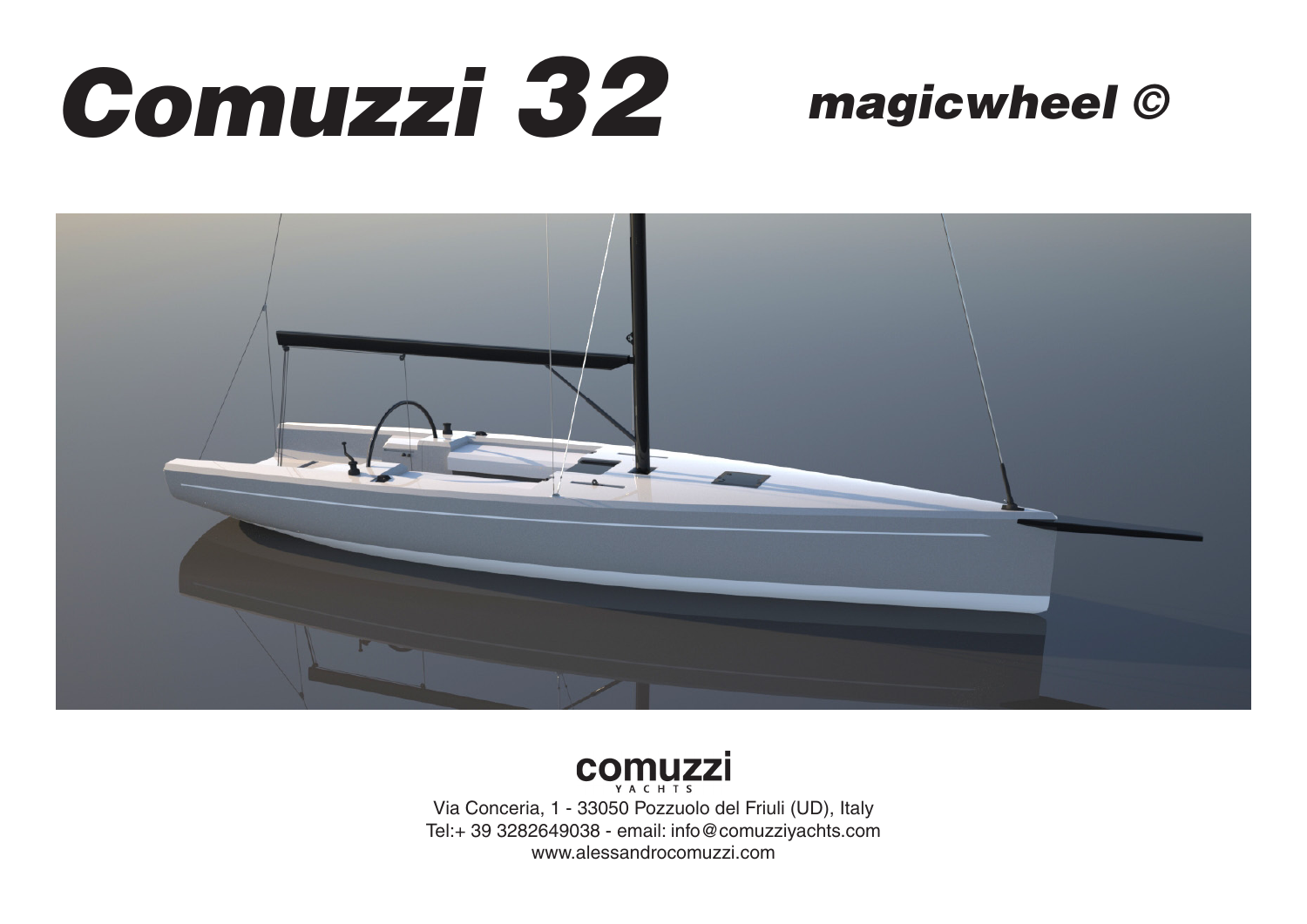# *Comuzzi 32*

## *magicwheel ©*

**comuzzi**
YACHTS

Via Conceria, 1 - 33050 Pozzuolo del Friuli (UD), Italy
Tel:+ 39 3282649038 - email: info@comuzziyachts.com
www.alessandrocomuzzi.com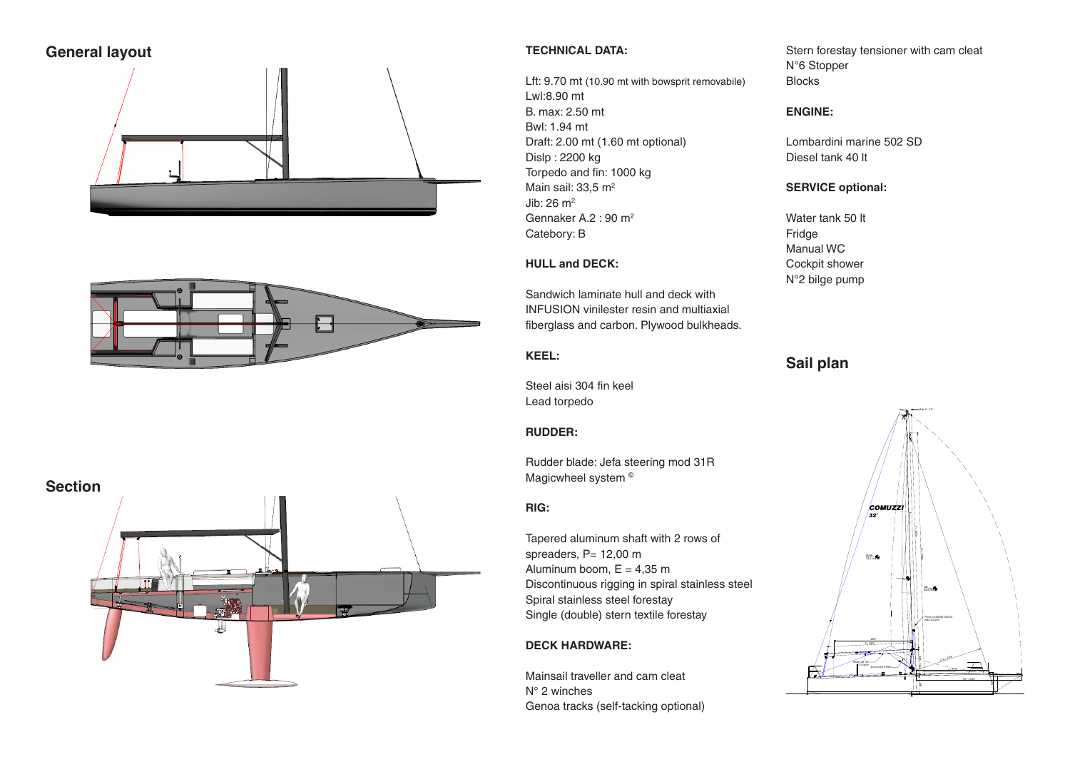## General layout

## Section

**TECHNICAL DATA:**

Lft: 9.70 mt (10.90 mt with bowsprit removabile)
Lwl:8.90 mt
B. max: 2.50 mt
Bwl: 1.94 mt
Draft: 2.00 mt (1.60 mt optional)
Dislp : 2200 kg
Torpedo and fin: 1000 kg
Main sail: 33,5 m²
Jib: 26 m²
Gennaker A.2 : 90 m²
Catebory: B

**HULL and DECK:**

Sandwich laminate hull and deck with INFUSION vinilester resin and multiaxial fiberglass and carbon. Plywood bulkheads.

**KEEL:**

Steel aisi 304 fin keel
Lead torpedo

**RUDDER:**

Rudder blade: Jefa steering mod 31R
Magicwheel system ©

**RIG:**

Tapered aluminum shaft with 2 rows of spreaders, P= 12,00 m
Aluminum boom, E = 4,35 m
Discontinuous rigging in spiral stainless steel
Spiral stainless steel forestay
Single (double) stern textile forestay

**DECK HARDWARE:**

Mainsail traveller and cam cleat
N° 2 winches
Genoa tracks (self-tacking optional)
Stern forestay tensioner with cam cleat
N°6 Stopper
Blocks

**ENGINE:**

Lombardini marine 502 SD
Diesel tank 40 lt

**SERVICE optional:**

Water tank 50 lt
Fridge
Manual WC
Cockpit shower
N°2 bilge pump

## Sail plan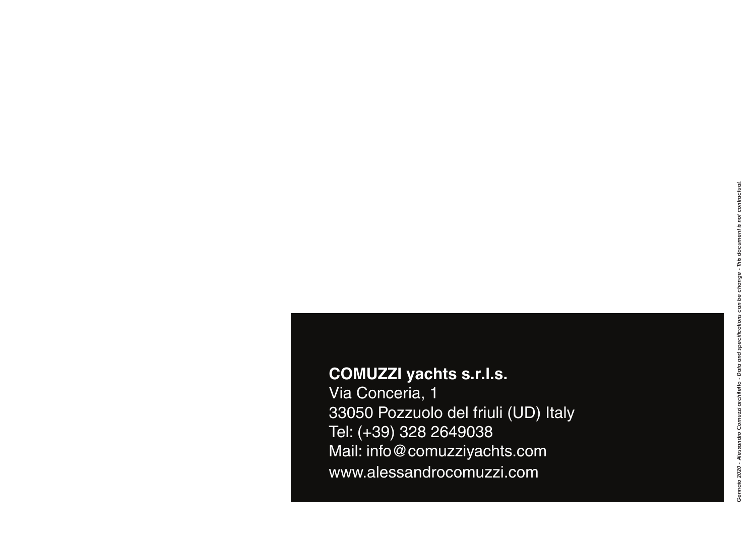**COMUZZI yachts s.r.l.s.**
Via Conceria, 1
33050 Pozzuolo del friuli (UD) Italy
Tel: (+39) 328 2649038
Mail: info@comuzziyachts.com
www.alessandrocomuzzi.com

*Gennaio 2020 - Alessandro Comuzzi architetto - Data and specifications can be change - This document is not contractual.*